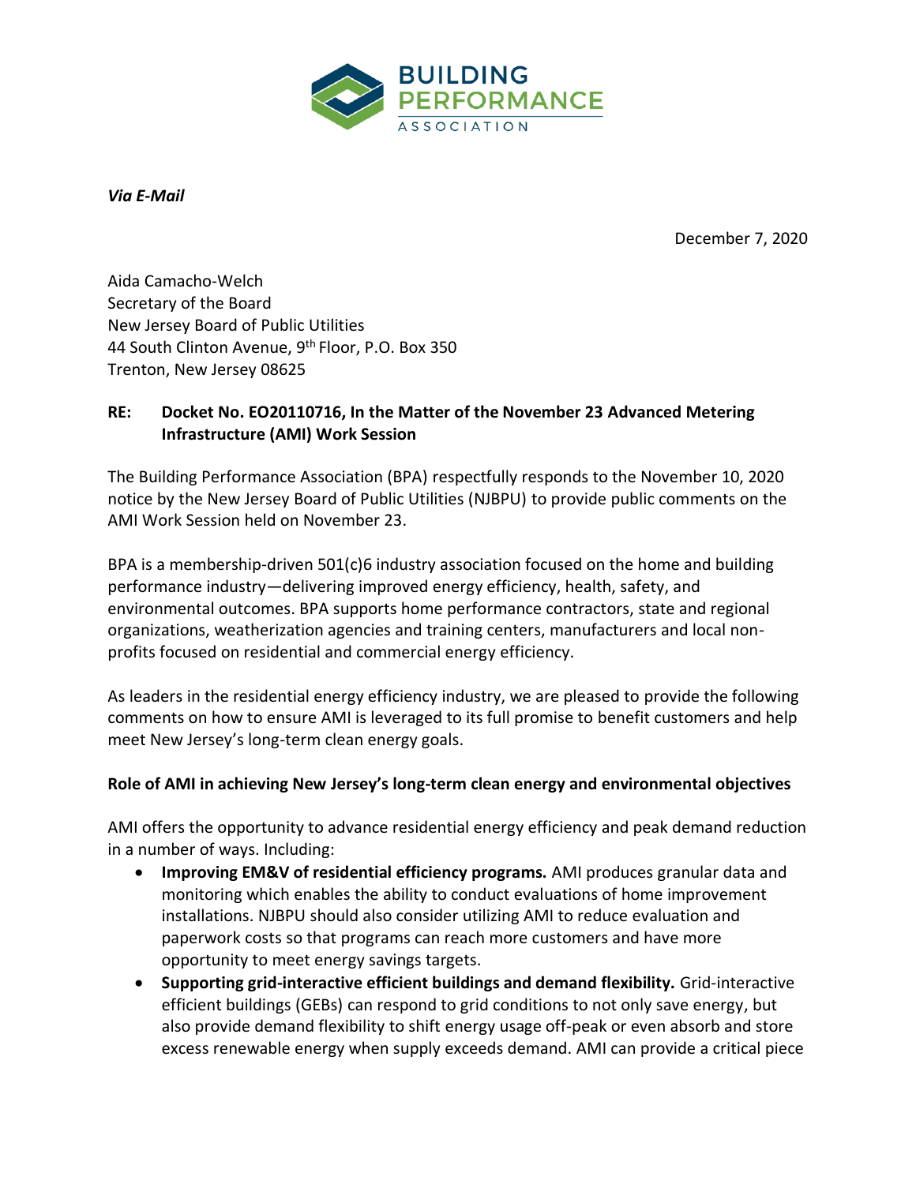BUILDING PERFORMANCE ASSOCIATION

*Via E-Mail*

December 7, 2020

Aida Camacho-Welch
Secretary of the Board
New Jersey Board of Public Utilities
44 South Clinton Avenue, 9th Floor, P.O. Box 350
Trenton, New Jersey 08625

**RE: Docket No. EO20110716, In the Matter of the November 23 Advanced Metering Infrastructure (AMI) Work Session**

The Building Performance Association (BPA) respectfully responds to the November 10, 2020 notice by the New Jersey Board of Public Utilities (NJBPU) to provide public comments on the AMI Work Session held on November 23.

BPA is a membership-driven 501(c)6 industry association focused on the home and building performance industry—delivering improved energy efficiency, health, safety, and environmental outcomes. BPA supports home performance contractors, state and regional organizations, weatherization agencies and training centers, manufacturers and local non-profits focused on residential and commercial energy efficiency.

As leaders in the residential energy efficiency industry, we are pleased to provide the following comments on how to ensure AMI is leveraged to its full promise to benefit customers and help meet New Jersey's long-term clean energy goals.

**Role of AMI in achieving New Jersey's long-term clean energy and environmental objectives**

AMI offers the opportunity to advance residential energy efficiency and peak demand reduction in a number of ways. Including:

- **Improving EM&V of residential efficiency programs.** AMI produces granular data and monitoring which enables the ability to conduct evaluations of home improvement installations. NJBPU should also consider utilizing AMI to reduce evaluation and paperwork costs so that programs can reach more customers and have more opportunity to meet energy savings targets.
- **Supporting grid-interactive efficient buildings and demand flexibility.** Grid-interactive efficient buildings (GEBs) can respond to grid conditions to not only save energy, but also provide demand flexibility to shift energy usage off-peak or even absorb and store excess renewable energy when supply exceeds demand. AMI can provide a critical piece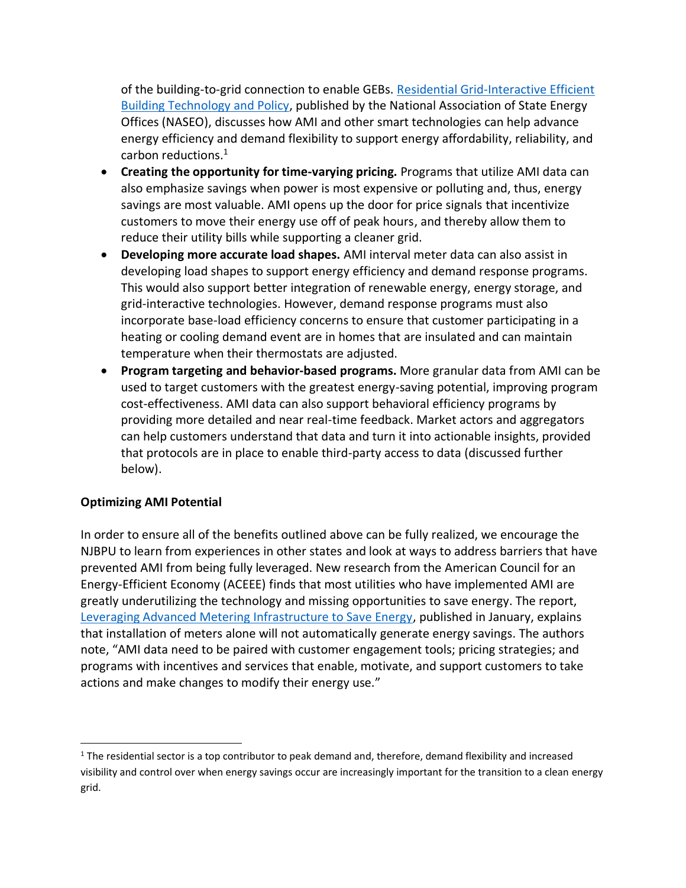of the building-to-grid connection to enable GEBs. Residential Grid-Interactive Efficient Building Technology and Policy, published by the National Association of State Energy Offices (NASEO), discusses how AMI and other smart technologies can help advance energy efficiency and demand flexibility to support energy affordability, reliability, and carbon reductions.[1]

- **Creating the opportunity for time-varying pricing.** Programs that utilize AMI data can also emphasize savings when power is most expensive or polluting and, thus, energy savings are most valuable. AMI opens up the door for price signals that incentivize customers to move their energy use off of peak hours, and thereby allow them to reduce their utility bills while supporting a cleaner grid.
- **Developing more accurate load shapes.** AMI interval meter data can also assist in developing load shapes to support energy efficiency and demand response programs. This would also support better integration of renewable energy, energy storage, and grid-interactive technologies. However, demand response programs must also incorporate base-load efficiency concerns to ensure that customer participating in a heating or cooling demand event are in homes that are insulated and can maintain temperature when their thermostats are adjusted.
- **Program targeting and behavior-based programs.** More granular data from AMI can be used to target customers with the greatest energy-saving potential, improving program cost-effectiveness. AMI data can also support behavioral efficiency programs by providing more detailed and near real-time feedback. Market actors and aggregators can help customers understand that data and turn it into actionable insights, provided that protocols are in place to enable third-party access to data (discussed further below).

**Optimizing AMI Potential**

In order to ensure all of the benefits outlined above can be fully realized, we encourage the NJBPU to learn from experiences in other states and look at ways to address barriers that have prevented AMI from being fully leveraged. New research from the American Council for an Energy-Efficient Economy (ACEEE) finds that most utilities who have implemented AMI are greatly underutilizing the technology and missing opportunities to save energy. The report, Leveraging Advanced Metering Infrastructure to Save Energy, published in January, explains that installation of meters alone will not automatically generate energy savings. The authors note, "AMI data need to be paired with customer engagement tools; pricing strategies; and programs with incentives and services that enable, motivate, and support customers to take actions and make changes to modify their energy use."

[1] The residential sector is a top contributor to peak demand and, therefore, demand flexibility and increased visibility and control over when energy savings occur are increasingly important for the transition to a clean energy grid.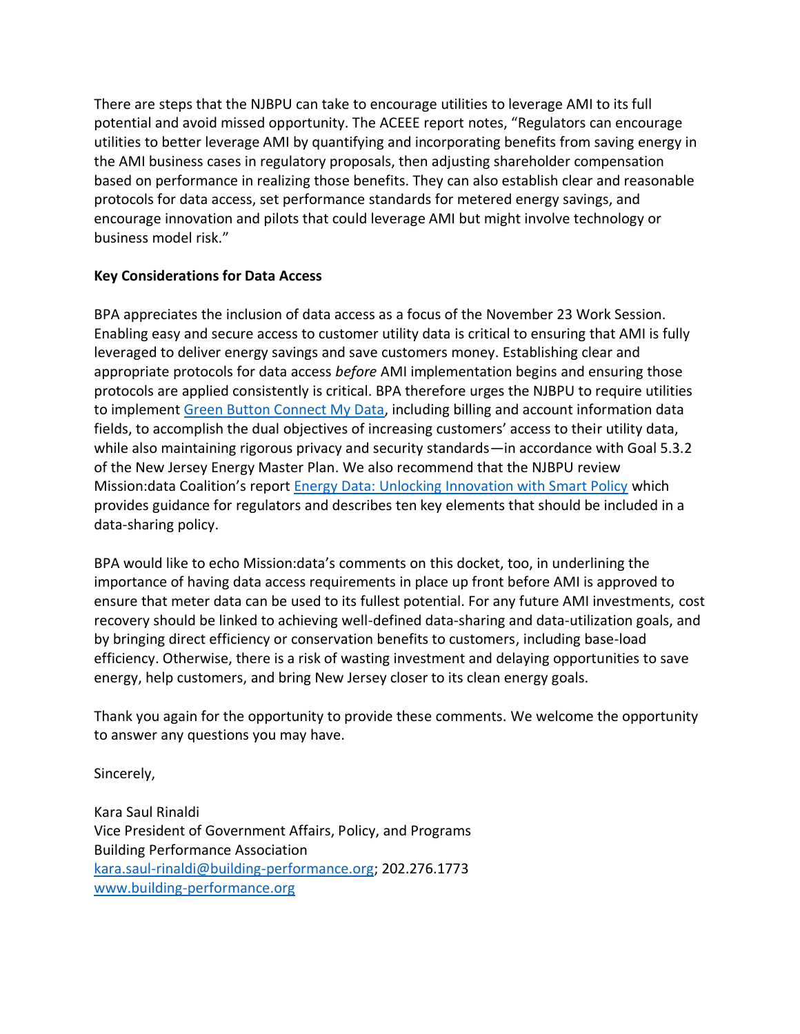There are steps that the NJBPU can take to encourage utilities to leverage AMI to its full potential and avoid missed opportunity. The ACEEE report notes, "Regulators can encourage utilities to better leverage AMI by quantifying and incorporating benefits from saving energy in the AMI business cases in regulatory proposals, then adjusting shareholder compensation based on performance in realizing those benefits. They can also establish clear and reasonable protocols for data access, set performance standards for metered energy savings, and encourage innovation and pilots that could leverage AMI but might involve technology or business model risk."

**Key Considerations for Data Access**

BPA appreciates the inclusion of data access as a focus of the November 23 Work Session. Enabling easy and secure access to customer utility data is critical to ensuring that AMI is fully leveraged to deliver energy savings and save customers money. Establishing clear and appropriate protocols for data access *before* AMI implementation begins and ensuring those protocols are applied consistently is critical. BPA therefore urges the NJBPU to require utilities to implement [Green Button Connect My Data](), including billing and account information data fields, to accomplish the dual objectives of increasing customers' access to their utility data, while also maintaining rigorous privacy and security standards—in accordance with Goal 5.3.2 of the New Jersey Energy Master Plan. We also recommend that the NJBPU review Mission:data Coalition's report [Energy Data: Unlocking Innovation with Smart Policy]() which provides guidance for regulators and describes ten key elements that should be included in a data-sharing policy.

BPA would like to echo Mission:data's comments on this docket, too, in underlining the importance of having data access requirements in place up front before AMI is approved to ensure that meter data can be used to its fullest potential. For any future AMI investments, cost recovery should be linked to achieving well-defined data-sharing and data-utilization goals, and by bringing direct efficiency or conservation benefits to customers, including base-load efficiency. Otherwise, there is a risk of wasting investment and delaying opportunities to save energy, help customers, and bring New Jersey closer to its clean energy goals.

Thank you again for the opportunity to provide these comments. We welcome the opportunity to answer any questions you may have.

Sincerely,

Kara Saul Rinaldi
Vice President of Government Affairs, Policy, and Programs
Building Performance Association
kara.saul-rinaldi@building-performance.org; 202.276.1773
www.building-performance.org